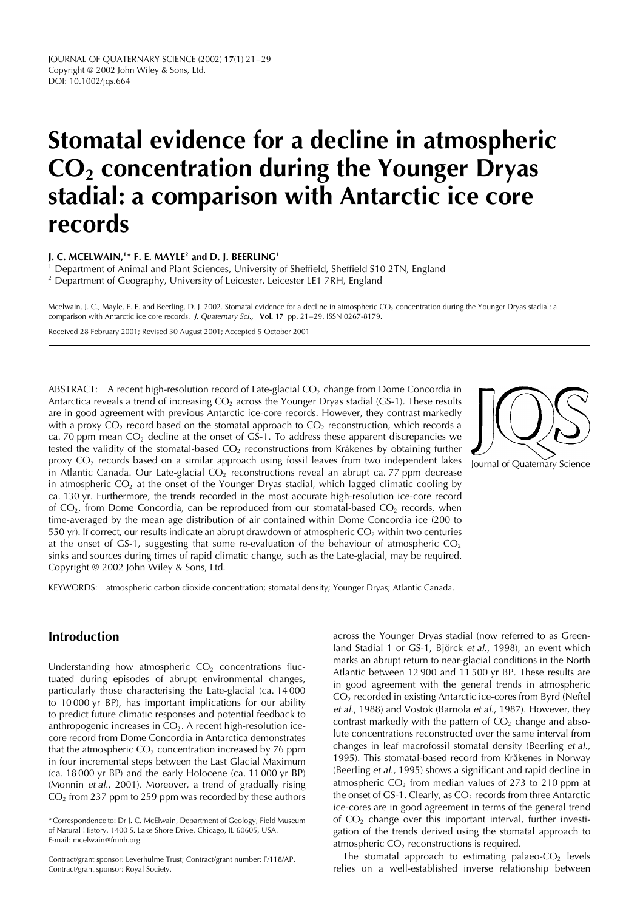JOURNAL OF QUATERNARY SCIENCE (2002) **17**(1) 21–29
Copyright © 2002 John Wiley & Sons, Ltd.
DOI: 10.1002/jqs.664

# Stomatal evidence for a decline in atmospheric $CO_2$ concentration during the Younger Dryas stadial: a comparison with Antarctic ice core records

**J. C. MCELWAIN,[1]* F. E. MAYLE[2] and D. J. BEERLING[1]**

[1] Department of Animal and Plant Sciences, University of Sheffield, Sheffield S10 2TN, England
[2] Department of Geography, University of Leicester, Leicester LE1 7RH, England

Mcelwain, J. C., Mayle, F. E. and Beerling, D. J. 2002. Stomatal evidence for a decline in atmospheric $CO_2$ concentration during the Younger Dryas stadial: a comparison with Antarctic ice core records. *J. Quaternary Sci.,* **Vol. 17** pp. 21–29. ISSN 0267-8179.

Received 28 February 2001; Revised 30 August 2001; Accepted 5 October 2001

ABSTRACT: A recent high-resolution record of Late-glacial $CO_2$ change from Dome Concordia in Antarctica reveals a trend of increasing $CO_2$ across the Younger Dryas stadial (GS-1). These results are in good agreement with previous Antarctic ice-core records. However, they contrast markedly with a proxy $CO_2$ record based on the stomatal approach to $CO_2$ reconstruction, which records a ca. 70 ppm mean $CO_2$ decline at the onset of GS-1. To address these apparent discrepancies we tested the validity of the stomatal-based $CO_2$ reconstructions from Kråkenes by obtaining further proxy $CO_2$ records based on a similar approach using fossil leaves from two independent lakes in Atlantic Canada. Our Late-glacial $CO_2$ reconstructions reveal an abrupt ca. 77 ppm decrease in atmospheric $CO_2$ at the onset of the Younger Dryas stadial, which lagged climatic cooling by ca. 130 yr. Furthermore, the trends recorded in the most accurate high-resolution ice-core record of $CO_2$, from Dome Concordia, can be reproduced from our stomatal-based $CO_2$ records, when time-averaged by the mean age distribution of air contained within Dome Concordia ice (200 to 550 yr). If correct, our results indicate an abrupt drawdown of atmospheric $CO_2$ within two centuries at the onset of GS-1, suggesting that some re-evaluation of the behaviour of atmospheric $CO_2$ sinks and sources during times of rapid climatic change, such as the Late-glacial, may be required. Copyright © 2002 John Wiley & Sons, Ltd.

Journal of Quaternary Science

KEYWORDS: atmospheric carbon dioxide concentration; stomatal density; Younger Dryas; Atlantic Canada.

## Introduction

Understanding how atmospheric $CO_2$ concentrations fluctuated during episodes of abrupt environmental changes, particularly those characterising the Late-glacial (ca. 14 000 to 10 000 yr BP), has important implications for our ability to predict future climatic responses and potential feedback to anthropogenic increases in $CO_2$. A recent high-resolution ice-core record from Dome Concordia in Antarctica demonstrates that the atmospheric $CO_2$ concentration increased by 76 ppm in four incremental steps between the Last Glacial Maximum (ca. 18 000 yr BP) and the early Holocene (ca. 11 000 yr BP) (Monnin *et al.*, 2001). Moreover, a trend of gradually rising $CO_2$ from 237 ppm to 259 ppm was recorded by these authors across the Younger Dryas stadial (now referred to as Greenland Stadial 1 or GS-1, Björck *et al.*, 1998), an event which marks an abrupt return to near-glacial conditions in the North Atlantic between 12 900 and 11 500 yr BP. These results are in good agreement with the general trends in atmospheric $CO_2$ recorded in existing Antarctic ice-cores from Byrd (Neftel *et al.*, 1988) and Vostok (Barnola *et al.*, 1987). However, they contrast markedly with the pattern of $CO_2$ change and absolute concentrations reconstructed over the same interval from changes in leaf macrofossil stomatal density (Beerling *et al.*, 1995). This stomatal-based record from Kråkenes in Norway (Beerling *et al.*, 1995) shows a significant and rapid decline in atmospheric $CO_2$ from median values of 273 to 210 ppm at the onset of GS-1. Clearly, as $CO_2$ records from three Antarctic ice-cores are in good agreement in terms of the general trend of $CO_2$ change over this important interval, further investigation of the trends derived using the stomatal approach to atmospheric $CO_2$ reconstructions is required.

The stomatal approach to estimating palaeo-$CO_2$ levels relies on a well-established inverse relationship between

*Correspondence to: Dr J. C. McElwain, Department of Geology, Field Museum of Natural History, 1400 S. Lake Shore Drive, Chicago, IL 60605, USA. E-mail: mcelwain@fmnh.org

Contract/grant sponsor: Leverhulme Trust; Contract/grant number: F/118/AP.
Contract/grant sponsor: Royal Society.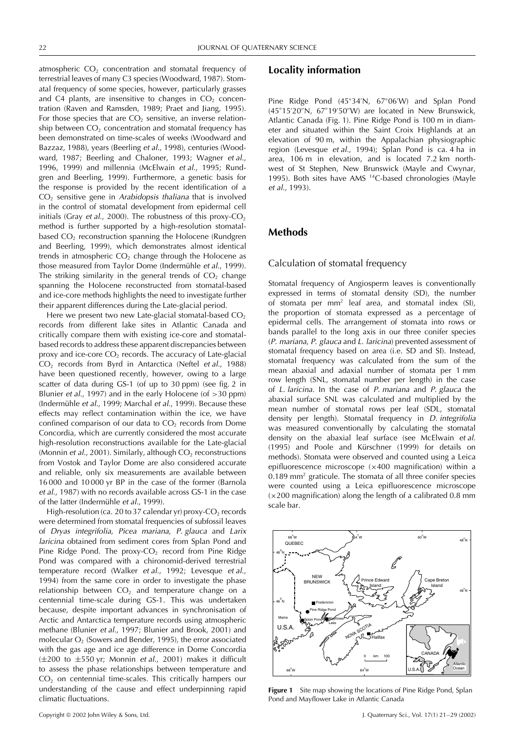atmospheric $CO_2$ concentration and stomatal frequency of terrestrial leaves of many C3 species (Woodward, 1987). Stomatal frequency of some species, however, particularly grasses and C4 plants, are insensitive to changes in $CO_2$ concentration (Raven and Ramsden, 1989; Praet and Jiang, 1995). For those species that are $CO_2$ sensitive, an inverse relationship between $CO_2$ concentration and stomatal frequency has been demonstrated on time-scales of weeks (Woodward and Bazzaz, 1988), years (Beerling *et al.*, 1998), centuries (Woodward, 1987; Beerling and Chaloner, 1993; Wagner *et al.*, 1996, 1999) and millennia (McElwain *et al.*, 1995; Rundgren and Beerling, 1999). Furthermore, a genetic basis for the response is provided by the recent identification of a $CO_2$ sensitive gene in *Arabidopsis thaliana* that is involved in the control of stomatal development from epidermal cell initials (Gray *et al.*, 2000). The robustness of this proxy-$CO_2$ method is further supported by a high-resolution stomatal-based $CO_2$ reconstruction spanning the Holocene (Rundgren and Beerling, 1999), which demonstrates almost identical trends in atmospheric $CO_2$ change through the Holocene as those measured from Taylor Dome (Indermühle *et al.*, 1999). The striking similarity in the general trends of $CO_2$ change spanning the Holocene reconstructed from stomatal-based and ice-core methods highlights the need to investigate further their apparent differences during the Late-glacial period.

Here we present two new Late-glacial stomatal-based $CO_2$ records from different lake sites in Atlantic Canada and critically compare them with existing ice-core and stomatal-based records to address these apparent discrepancies between proxy and ice-core $CO_2$ records. The accuracy of Late-glacial $CO_2$ records from Byrd in Antarctica (Neftel *et al.*, 1988) have been questioned recently, however, owing to a large scatter of data during GS-1 (of up to 30 ppm) (see fig. 2 in Blunier *et al.*, 1997) and in the early Holocene (of >30 ppm) (Indermühle *et al.*, 1999; Marchal *et al.*, 1999). Because these effects may reflect contamination within the ice, we have confined comparison of our data to $CO_2$ records from Dome Concordia, which are currently considered the most accurate high-resolution reconstructions available for the Late-glacial (Monnin *et al.*, 2001). Similarly, although $CO_2$ reconstructions from Vostok and Taylor Dome are also considered accurate and reliable, only six measurements are available between 16 000 and 10 000 yr BP in the case of the former (Barnola *et al.*, 1987) with no records available across GS-1 in the case of the latter (Indermühle *et al.*, 1999).

High-resolution (ca. 20 to 37 calendar yr) proxy-$CO_2$ records were determined from stomatal frequencies of subfossil leaves of *Dryas integrifolia*, *Picea mariana*, *P. glauca* and *Larix laricina* obtained from sediment cores from Splan Pond and Pine Ridge Pond. The proxy-$CO_2$ record from Pine Ridge Pond was compared with a chironomid-derived terrestrial temperature record (Walker *et al.*, 1992; Levesque *et al.*, 1994) from the same core in order to investigate the phase relationship between $CO_2$ and temperature change on a centennial time-scale during GS-1. This was undertaken because, despite important advances in synchronisation of Arctic and Antarctica temperature records using atmospheric methane (Blunier *et al.*, 1997; Blunier and Brook, 2001) and molecular $O_2$ (Sowers and Bender, 1995), the error associated with the gas age and ice age difference in Dome Concordia (±200 to ±550 yr; Monnin *et al.*, 2001) makes it difficult to assess the phase relationships between temperature and $CO_2$ on centennial time-scales. This critically hampers our understanding of the cause and effect underpinning rapid climatic fluctuations.

## Locality information

Pine Ridge Pond (45°34′N, 67°06′W) and Splan Pond (45°15′20″N, 67°19′50″W) are located in New Brunswick, Atlantic Canada (Fig. 1). Pine Ridge Pond is 100 m in diameter and situated within the Saint Croix Highlands at an elevation of 90 m, within the Appalachian physiographic region (Levesque *et al.*, 1994); Splan Pond is ca. 4 ha in area, 106 m in elevation, and is located 7.2 km northwest of St Stephen, New Brunswick (Mayle and Cwynar, 1995). Both sites have AMS $^{14}$C-based chronologies (Mayle *et al.*, 1993).

## Methods

### Calculation of stomatal frequency

Stomatal frequency of Angiosperm leaves is conventionally expressed in terms of stomatal density (SD), the number of stomata per mm$^2$ leaf area, and stomatal index (SI), the proportion of stomata expressed as a percentage of epidermal cells. The arrangement of stomata into rows or bands parallel to the long axis in our three conifer species (*P. mariana*, *P. glauca* and *L. laricina*) prevented assessment of stomatal frequency based on area (i.e. SD and SI). Instead, stomatal frequency was calculated from the sum of the mean abaxial and adaxial number of stomata per 1 mm row length (SNL, stomatal number per length) in the case of *L. laricina*. In the case of *P. mariana* and *P. glauca* the abaxial surface SNL was calculated and multiplied by the mean number of stomatal rows per leaf (SDL, stomatal density per length). Stomatal frequency in *D. integrifolia* was measured conventionally by calculating the stomatal density on the abaxial leaf surface (see McElwain *et al.* (1995) and Poole and Kürschner (1999) for details on methods). Stomata were observed and counted using a Leica epifluorescence microscope (×400 magnification) within a 0.189 mm$^2$ graticule. The stomata of all three conifer species were counted using a Leica epifluorescence microscope (×200 magnification) along the length of a calibrated 0.8 mm scale bar.

**Figure 1** Site map showing the locations of Pine Ridge Pond, Splan Pond and Mayflower Lake in Atlantic Canada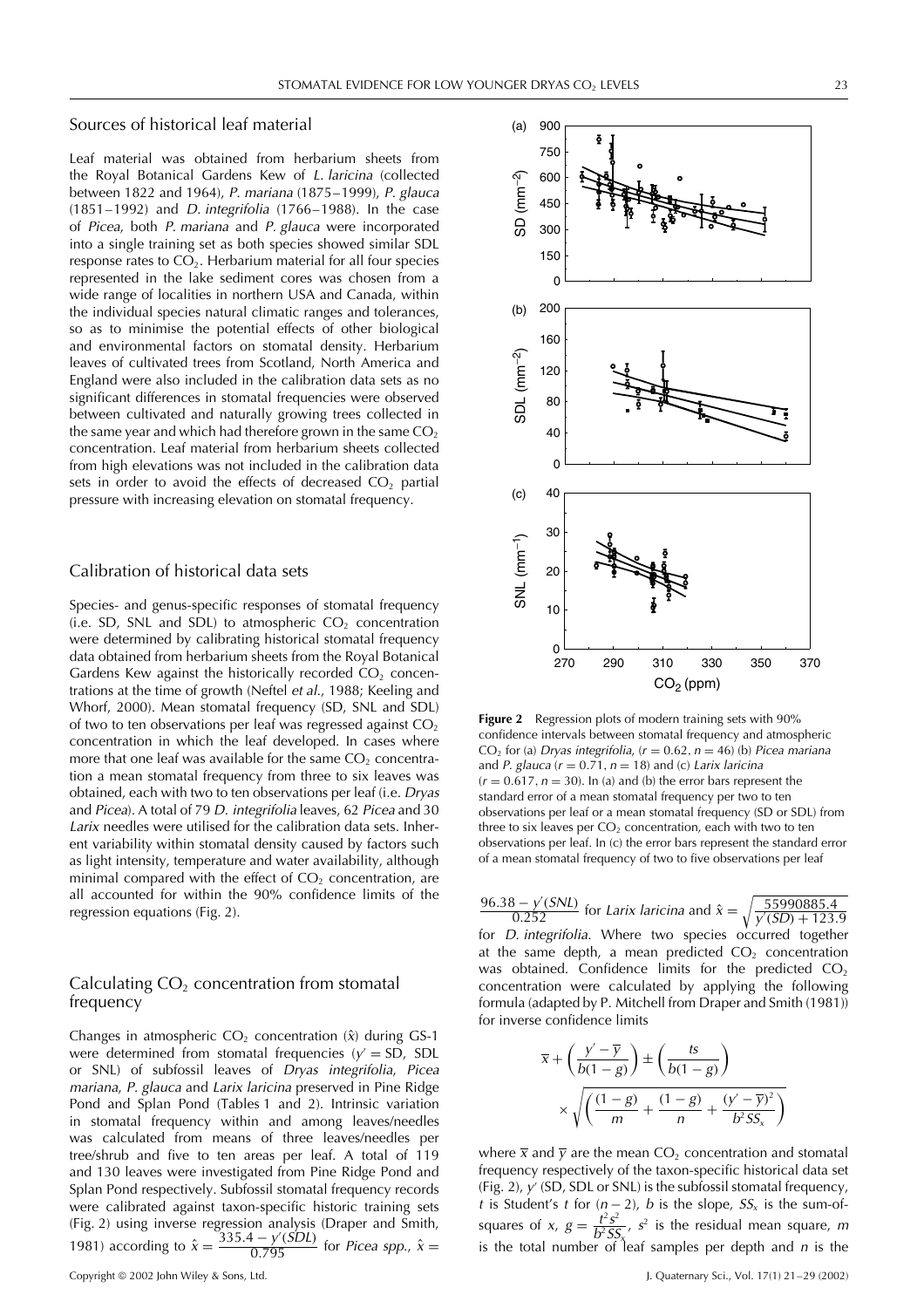## Sources of historical leaf material

Leaf material was obtained from herbarium sheets from the Royal Botanical Gardens Kew of *L. laricina* (collected between 1822 and 1964), *P. mariana* (1875–1999), *P. glauca* (1851–1992) and *D. integrifolia* (1766–1988). In the case of *Picea*, both *P. mariana* and *P. glauca* were incorporated into a single training set as both species showed similar SDL response rates to $CO_2$. Herbarium material for all four species represented in the lake sediment cores was chosen from a wide range of localities in northern USA and Canada, within the individual species natural climatic ranges and tolerances, so as to minimise the potential effects of other biological and environmental factors on stomatal density. Herbarium leaves of cultivated trees from Scotland, North America and England were also included in the calibration data sets as no significant differences in stomatal frequencies were observed between cultivated and naturally growing trees collected in the same year and which had therefore grown in the same $CO_2$ concentration. Leaf material from herbarium sheets collected from high elevations was not included in the calibration data sets in order to avoid the effects of decreased $CO_2$ partial pressure with increasing elevation on stomatal frequency.

## Calibration of historical data sets

Species- and genus-specific responses of stomatal frequency (i.e. SD, SNL and SDL) to atmospheric $CO_2$ concentration were determined by calibrating historical stomatal frequency data obtained from herbarium sheets from the Royal Botanical Gardens Kew against the historically recorded $CO_2$ concentrations at the time of growth (Neftel *et al.*, 1988; Keeling and Whorf, 2000). Mean stomatal frequency (SD, SNL and SDL) of two to ten observations per leaf was regressed against $CO_2$ concentration in which the leaf developed. In cases where more that one leaf was available for the same $CO_2$ concentration a mean stomatal frequency from three to six leaves was obtained, each with two to ten observations per leaf (i.e. *Dryas* and *Picea*). A total of 79 *D. integrifolia* leaves, 62 *Picea* and 30 *Larix* needles were utilised for the calibration data sets. Inherent variability within stomatal density caused by factors such as light intensity, temperature and water availability, although minimal compared with the effect of $CO_2$ concentration, are all accounted for within the 90% confidence limits of the regression equations (Fig. 2).

## Calculating $CO_2$ concentration from stomatal frequency

Changes in atmospheric $CO_2$ concentration ($\hat{x}$) during GS-1 were determined from stomatal frequencies ($y'$ = SD, SDL or SNL) of subfossil leaves of *Dryas integrifolia*, *Picea mariana*, *P. glauca* and *Larix laricina* preserved in Pine Ridge Pond and Splan Pond (Tables 1 and 2). Intrinsic variation in stomatal frequency within and among leaves/needles was calculated from means of three leaves/needles per tree/shrub and five to ten areas per leaf. A total of 119 and 130 leaves were investigated from Pine Ridge Pond and Splan Pond respectively. Subfossil stomatal frequency records were calibrated against taxon-specific historic training sets (Fig. 2) using inverse regression analysis (Draper and Smith, 1981) according to $\hat{x} = \dfrac{335.4 - y'(SDL)}{0.795}$ for *Picea spp.*, $\hat{x} = \dfrac{96.38 - y'(SNL)}{0.252}$ for *Larix laricina* and $\hat{x} = \sqrt{\dfrac{55990885.4}{y'(SD) + 123.9}}$ for *D. integrifolia*. Where two species occurred together at the same depth, a mean predicted $CO_2$ concentration was obtained. Confidence limits for the predicted $CO_2$ concentration were calculated by applying the following formula (adapted by P. Mitchell from Draper and Smith (1981)) for inverse confidence limits

$$\bar{x} + \left(\frac{y' - \bar{y}}{b(1-g)}\right) \pm \left(\frac{ts}{b(1-g)}\right) \times \sqrt{\left(\frac{(1-g)}{m} + \frac{(1-g)}{n} + \frac{(y' - \bar{y})^2}{b^2 SS_x}\right)}$$

where $\bar{x}$ and $\bar{y}$ are the mean $CO_2$ concentration and stomatal frequency respectively of the taxon-specific historical data set (Fig. 2), $y'$ (SD, SDL or SNL) is the subfossil stomatal frequency, $t$ is Student's $t$ for $(n-2)$, $b$ is the slope, $SS_x$ is the sum-of-squares of $x$, $g = \dfrac{t^2 s^2}{b^2 SS_x}$, $s^2$ is the residual mean square, $m$ is the total number of leaf samples per depth and $n$ is the

**Figure 2** Regression plots of modern training sets with 90% confidence intervals between stomatal frequency and atmospheric $CO_2$ for (a) *Dryas integrifolia*, ($r = 0.62$, $n = 46$) (b) *Picea mariana* and *P. glauca* ($r = 0.71$, $n = 18$) and (c) *Larix laricina* ($r = 0.617$, $n = 30$). In (a) and (b) the error bars represent the standard error of a mean stomatal frequency per two to ten observations per leaf or a mean stomatal frequency (SD or SDL) from three to six leaves per $CO_2$ concentration, each with two to ten observations per leaf. In (c) the error bars represent the standard error of a mean stomatal frequency of two to five observations per leaf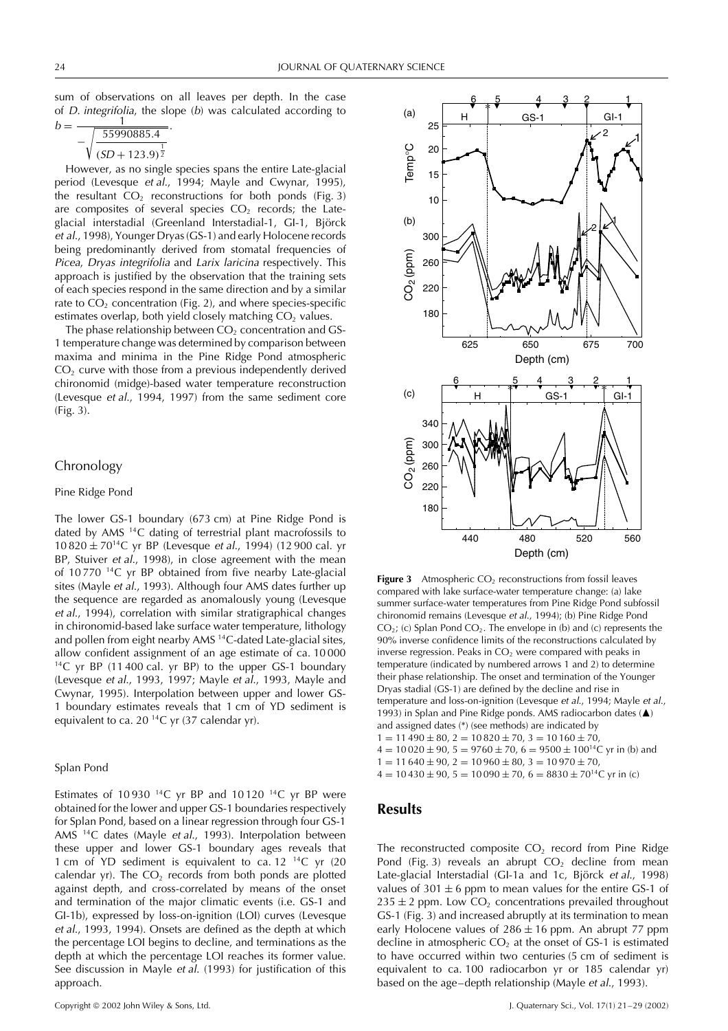sum of observations on all leaves per depth. In the case of *D. integrifolia*, the slope ($b$) was calculated according to $b = \frac{1}{-\sqrt{\frac{55990885.4}{(SD + 123.9)^{\frac{1}{2}}}}}$.

However, as no single species spans the entire Late-glacial period (Levesque *et al.*, 1994; Mayle and Cwynar, 1995), the resultant $CO_2$ reconstructions for both ponds (Fig. 3) are composites of several species $CO_2$ records; the Late-glacial interstadial (Greenland Interstadial-1, GI-1, Björck *et al.*, 1998), Younger Dryas (GS-1) and early Holocene records being predominantly derived from stomatal frequencies of *Picea*, *Dryas integrifolia* and *Larix laricina* respectively. This approach is justified by the observation that the training sets of each species respond in the same direction and by a similar rate to $CO_2$ concentration (Fig. 2), and where species-specific estimates overlap, both yield closely matching $CO_2$ values.

The phase relationship between $CO_2$ concentration and GS-1 temperature change was determined by comparison between maxima and minima in the Pine Ridge Pond atmospheric $CO_2$ curve with those from a previous independently derived chironomid (midge)-based water temperature reconstruction (Levesque *et al.*, 1994, 1997) from the same sediment core (Fig. 3).

## Chronology

### Pine Ridge Pond

The lower GS-1 boundary (673 cm) at Pine Ridge Pond is dated by AMS $^{14}C$ dating of terrestrial plant macrofossils to $10\,820 \pm 70\,^{14}C$ yr BP (Levesque *et al.*, 1994) (12 900 cal. yr BP, Stuiver *et al.*, 1998), in close agreement with the mean of 10 770 $^{14}C$ yr BP obtained from five nearby Late-glacial sites (Mayle *et al.*, 1993). Although four AMS dates further up the sequence are regarded as anomalously young (Levesque *et al.*, 1994), correlation with similar stratigraphical changes in chironomid-based lake surface water temperature, lithology and pollen from eight nearby AMS $^{14}C$-dated Late-glacial sites, allow confident assignment of an age estimate of ca. 10 000 $^{14}C$ yr BP (11 400 cal. yr BP) to the upper GS-1 boundary (Levesque *et al.*, 1993, 1997; Mayle *et al.*, 1993, Mayle and Cwynar, 1995). Interpolation between upper and lower GS-1 boundary estimates reveals that 1 cm of YD sediment is equivalent to ca. 20 $^{14}C$ yr (37 calendar yr).

### Splan Pond

Estimates of 10 930 $^{14}C$ yr BP and 10 120 $^{14}C$ yr BP were obtained for the lower and upper GS-1 boundaries respectively for Splan Pond, based on a linear regression through four GS-1 AMS $^{14}C$ dates (Mayle *et al.*, 1993). Interpolation between these upper and lower GS-1 boundary ages reveals that 1 cm of YD sediment is equivalent to ca. 12 $^{14}C$ yr (20 calendar yr). The $CO_2$ records from both ponds are plotted against depth, and cross-correlated by means of the onset and termination of the major climatic events (i.e. GS-1 and GI-1b), expressed by loss-on-ignition (LOI) curves (Levesque *et al.*, 1993, 1994). Onsets are defined as the depth at which the percentage LOI begins to decline, and terminations as the depth at which the percentage LOI reaches its former value. See discussion in Mayle *et al.* (1993) for justification of this approach.

**Figure 3** Atmospheric $CO_2$ reconstructions from fossil leaves compared with lake surface-water temperature change: (a) lake summer surface-water temperatures from Pine Ridge Pond subfossil chironomid remains (Levesque *et al.*, 1994); (b) Pine Ridge Pond $CO_2$; (c) Splan Pond $CO_2$. The envelope in (b) and (c) represents the 90% inverse confidence limits of the reconstructions calculated by inverse regression. Peaks in $CO_2$ were compared with peaks in temperature (indicated by numbered arrows 1 and 2) to determine their phase relationship. The onset and termination of the Younger Dryas stadial (GS-1) are defined by the decline and rise in temperature and loss-on-ignition (Levesque *et al.*, 1994; Mayle *et al.*, 1993) in Splan and Pine Ridge ponds. AMS radiocarbon dates (▲) and assigned dates (*) (see methods) are indicated by $1 = 11\,490 \pm 80$, $2 = 10\,820 \pm 70$, $3 = 10\,160 \pm 70$, $4 = 10\,020 \pm 90$, $5 = 9760 \pm 70$, $6 = 9500 \pm 100\,^{14}C$ yr in (b) and $1 = 11\,640 \pm 90$, $2 = 10\,960 \pm 80$, $3 = 10\,970 \pm 70$, $4 = 10\,430 \pm 90$, $5 = 10\,090 \pm 70$, $6 = 8830 \pm 70\,^{14}C$ yr in (c)

# Results

The reconstructed composite $CO_2$ record from Pine Ridge Pond (Fig. 3) reveals an abrupt $CO_2$ decline from mean Late-glacial Interstadial (GI-1a and 1c, Björck *et al.*, 1998) values of $301 \pm 6$ ppm to mean values for the entire GS-1 of $235 \pm 2$ ppm. Low $CO_2$ concentrations prevailed throughout GS-1 (Fig. 3) and increased abruptly at its termination to mean early Holocene values of $286 \pm 16$ ppm. An abrupt 77 ppm decline in atmospheric $CO_2$ at the onset of GS-1 is estimated to have occurred within two centuries (5 cm of sediment is equivalent to ca. 100 radiocarbon yr or 185 calendar yr) based on the age–depth relationship (Mayle *et al.*, 1993).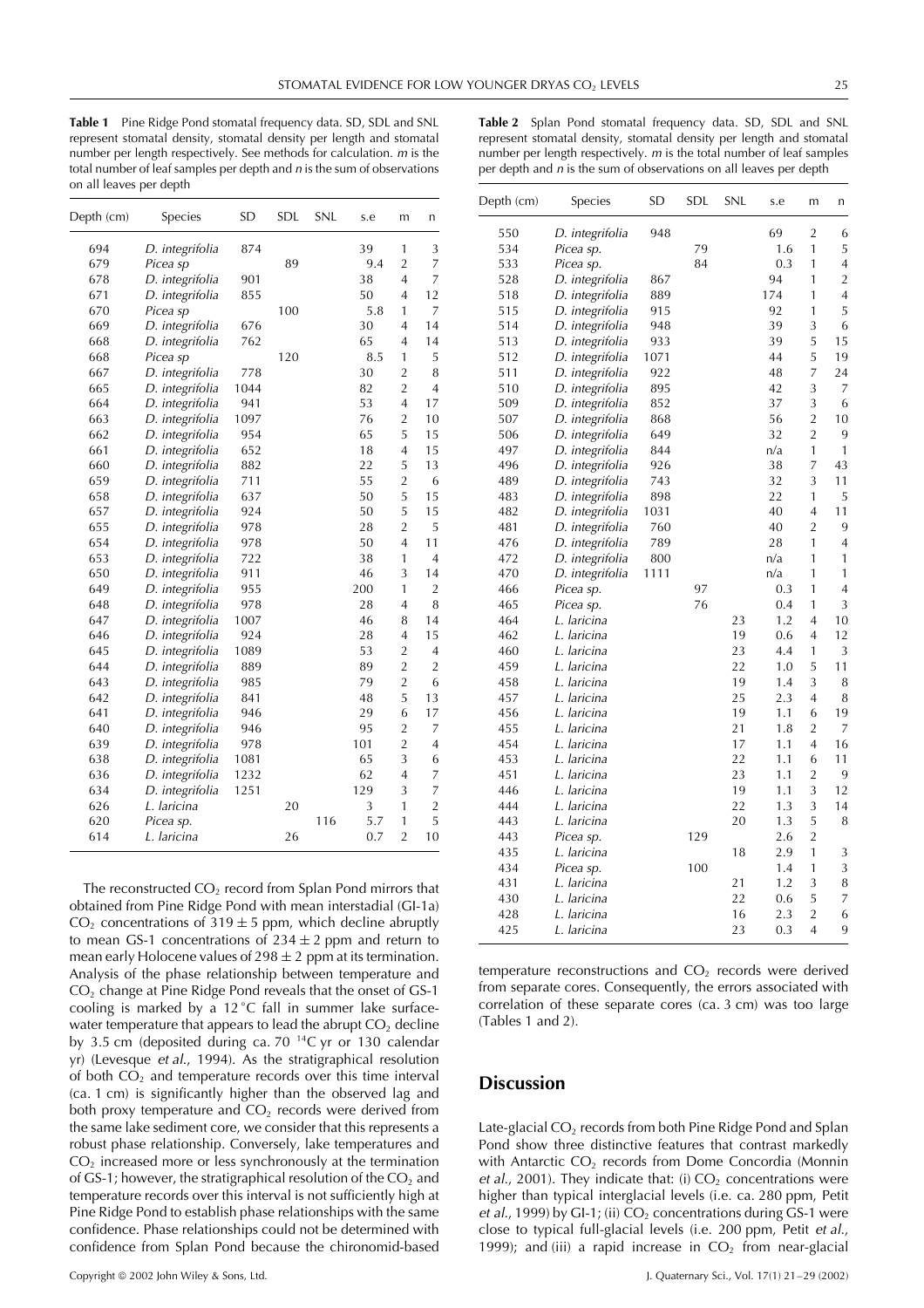**Table 1** Pine Ridge Pond stomatal frequency data. SD, SDL and SNL represent stomatal density, stomatal density per length and stomatal number per length respectively. See methods for calculation. *m* is the total number of leaf samples per depth and *n* is the sum of observations on all leaves per depth

| Depth (cm) | Species | SD | SDL | SNL | s.e | m | n |
|---|---|---|---|---|---|---|---|
| 694 | *D. integrifolia* | 874 | | | 39 | 1 | 3 |
| 679 | *Picea sp* | | 89 | | 9.4 | 2 | 7 |
| 678 | *D. integrifolia* | 901 | | | 38 | 4 | 7 |
| 671 | *D. integrifolia* | 855 | | | 50 | 4 | 12 |
| 670 | *Picea sp* | | 100 | | 5.8 | 1 | 7 |
| 669 | *D. integrifolia* | 676 | | | 30 | 4 | 14 |
| 668 | *D. integrifolia* | 762 | | | 65 | 4 | 14 |
| 668 | *Picea sp* | | 120 | | 8.5 | 1 | 5 |
| 667 | *D. integrifolia* | 778 | | | 30 | 2 | 8 |
| 665 | *D. integrifolia* | 1044 | | | 82 | 2 | 4 |
| 664 | *D. integrifolia* | 941 | | | 53 | 4 | 17 |
| 663 | *D. integrifolia* | 1097 | | | 76 | 2 | 10 |
| 662 | *D. integrifolia* | 954 | | | 65 | 5 | 15 |
| 661 | *D. integrifolia* | 652 | | | 18 | 4 | 15 |
| 660 | *D. integrifolia* | 882 | | | 22 | 5 | 13 |
| 659 | *D. integrifolia* | 711 | | | 55 | 2 | 6 |
| 658 | *D. integrifolia* | 637 | | | 50 | 5 | 15 |
| 657 | *D. integrifolia* | 924 | | | 50 | 5 | 15 |
| 655 | *D. integrifolia* | 978 | | | 28 | 2 | 5 |
| 654 | *D. integrifolia* | 978 | | | 50 | 4 | 11 |
| 653 | *D. integrifolia* | 722 | | | 38 | 1 | 4 |
| 650 | *D. integrifolia* | 911 | | | 46 | 3 | 14 |
| 649 | *D. integrifolia* | 955 | | | 200 | 1 | 2 |
| 648 | *D. integrifolia* | 978 | | | 28 | 4 | 8 |
| 647 | *D. integrifolia* | 1007 | | | 46 | 8 | 14 |
| 646 | *D. integrifolia* | 924 | | | 28 | 4 | 15 |
| 645 | *D. integrifolia* | 1089 | | | 53 | 2 | 4 |
| 644 | *D. integrifolia* | 889 | | | 89 | 2 | 2 |
| 643 | *D. integrifolia* | 985 | | | 79 | 2 | 6 |
| 642 | *D. integrifolia* | 841 | | | 48 | 5 | 13 |
| 641 | *D. integrifolia* | 946 | | | 29 | 6 | 17 |
| 640 | *D. integrifolia* | 946 | | | 95 | 2 | 7 |
| 639 | *D. integrifolia* | 978 | | | 101 | 2 | 4 |
| 638 | *D. integrifolia* | 1081 | | | 65 | 3 | 6 |
| 636 | *D. integrifolia* | 1232 | | | 62 | 4 | 7 |
| 634 | *D. integrifolia* | 1251 | | | 129 | 3 | 7 |
| 626 | *L. laricina* | | 20 | | 3 | 1 | 2 |
| 620 | *Picea sp.* | | | 116 | 5.7 | 1 | 5 |
| 614 | *L. laricina* | | 26 | | 0.7 | 2 | 10 |

**Table 2** Splan Pond stomatal frequency data. SD, SDL and SNL represent stomatal density, stomatal density per length and stomatal number per length respectively. *m* is the total number of leaf samples per depth and *n* is the sum of observations on all leaves per depth

| Depth (cm) | Species | SD | SDL | SNL | s.e | m | n |
|---|---|---|---|---|---|---|---|
| 550 | *D. integrifolia* | 948 | | | 69 | 2 | 6 |
| 534 | *Picea sp.* | | 79 | | 1.6 | 1 | 5 |
| 533 | *Picea sp.* | | 84 | | 0.3 | 1 | 4 |
| 528 | *D. integrifolia* | 867 | | | 94 | 1 | 2 |
| 518 | *D. integrifolia* | 889 | | | 174 | 1 | 4 |
| 515 | *D. integrifolia* | 915 | | | 92 | 1 | 5 |
| 514 | *D. integrifolia* | 948 | | | 39 | 3 | 6 |
| 513 | *D. integrifolia* | 933 | | | 39 | 5 | 15 |
| 512 | *D. integrifolia* | 1071 | | | 44 | 5 | 19 |
| 511 | *D. integrifolia* | 922 | | | 48 | 7 | 24 |
| 510 | *D. integrifolia* | 895 | | | 42 | 3 | 7 |
| 509 | *D. integrifolia* | 852 | | | 37 | 3 | 6 |
| 507 | *D. integrifolia* | 868 | | | 56 | 2 | 10 |
| 506 | *D. integrifolia* | 649 | | | 32 | 2 | 9 |
| 497 | *D. integrifolia* | 844 | | | n/a | 1 | 1 |
| 496 | *D. integrifolia* | 926 | | | 38 | 7 | 43 |
| 489 | *D. integrifolia* | 743 | | | 32 | 3 | 11 |
| 483 | *D. integrifolia* | 898 | | | 22 | 1 | 5 |
| 482 | *D. integrifolia* | 1031 | | | 40 | 4 | 11 |
| 481 | *D. integrifolia* | 760 | | | 40 | 2 | 9 |
| 476 | *D. integrifolia* | 789 | | | 28 | 1 | 4 |
| 472 | *D. integrifolia* | 800 | | | n/a | 1 | 1 |
| 470 | *D. integrifolia* | 1111 | | | n/a | 1 | 1 |
| 466 | *Picea sp.* | | 97 | | 0.3 | 1 | 4 |
| 465 | *Picea sp.* | | 76 | | 0.4 | 1 | 3 |
| 464 | *L. laricina* | | | 23 | 1.2 | 4 | 10 |
| 462 | *L. laricina* | | | 19 | 0.6 | 4 | 12 |
| 460 | *L. laricina* | | | 23 | 4.4 | 1 | 3 |
| 459 | *L. laricina* | | | 22 | 1.0 | 5 | 11 |
| 458 | *L. laricina* | | | 19 | 1.4 | 3 | 8 |
| 457 | *L. laricina* | | | 25 | 2.3 | 4 | 8 |
| 456 | *L. laricina* | | | 19 | 1.1 | 6 | 19 |
| 455 | *L. laricina* | | | 21 | 1.8 | 2 | 7 |
| 454 | *L. laricina* | | | 17 | 1.1 | 4 | 16 |
| 453 | *L. laricina* | | | 22 | 1.1 | 6 | 11 |
| 451 | *L. laricina* | | | 23 | 1.1 | 2 | 9 |
| 446 | *L. laricina* | | | 19 | 1.1 | 3 | 12 |
| 444 | *L. laricina* | | | 22 | 1.3 | 3 | 14 |
| 443 | *L. laricina* | | | 20 | 1.3 | 5 | 8 |
| 443 | *Picea sp.* | | 129 | | 2.6 | 2 | |
| 435 | *L. laricina* | | | 18 | 2.9 | 1 | 3 |
| 434 | *Picea sp.* | | 100 | | 1.4 | 1 | 3 |
| 431 | *L. laricina* | | | 21 | 1.2 | 3 | 8 |
| 430 | *L. laricina* | | | 22 | 0.6 | 5 | 7 |
| 428 | *L. laricina* | | | 16 | 2.3 | 2 | 6 |
| 425 | *L. laricina* | | | 23 | 0.3 | 4 | 9 |

The reconstructed $CO_2$ record from Splan Pond mirrors that obtained from Pine Ridge Pond with mean interstadial (GI-1a) $CO_2$ concentrations of $319 \pm 5$ ppm, which decline abruptly to mean GS-1 concentrations of $234 \pm 2$ ppm and return to mean early Holocene values of $298 \pm 2$ ppm at its termination. Analysis of the phase relationship between temperature and $CO_2$ change at Pine Ridge Pond reveals that the onset of GS-1 cooling is marked by a 12 °C fall in summer lake surface-water temperature that appears to lead the abrupt $CO_2$ decline by 3.5 cm (deposited during ca. 70 $^{14}$C yr or 130 calendar yr) (Levesque *et al.*, 1994). As the stratigraphical resolution of both $CO_2$ and temperature records over this time interval (ca. 1 cm) is significantly higher than the observed lag and both proxy temperature and $CO_2$ records were derived from the same lake sediment core, we consider that this represents a robust phase relationship. Conversely, lake temperatures and $CO_2$ increased more or less synchronously at the termination of GS-1; however, the stratigraphical resolution of the $CO_2$ and temperature records over this interval is not sufficiently high at Pine Ridge Pond to establish phase relationships with the same confidence. Phase relationships could not be determined with confidence from Splan Pond because the chironomid-based temperature reconstructions and $CO_2$ records were derived from separate cores. Consequently, the errors associated with correlation of these separate cores (ca. 3 cm) was too large (Tables 1 and 2).

## Discussion

Late-glacial $CO_2$ records from both Pine Ridge Pond and Splan Pond show three distinctive features that contrast markedly with Antarctic $CO_2$ records from Dome Concordia (Monnin *et al.*, 2001). They indicate that: (i) $CO_2$ concentrations were higher than typical interglacial levels (i.e. ca. 280 ppm, Petit *et al.*, 1999) by GI-1; (ii) $CO_2$ concentrations during GS-1 were close to typical full-glacial levels (i.e. 200 ppm, Petit *et al.*, 1999); and (iii) a rapid increase in $CO_2$ from near-glacial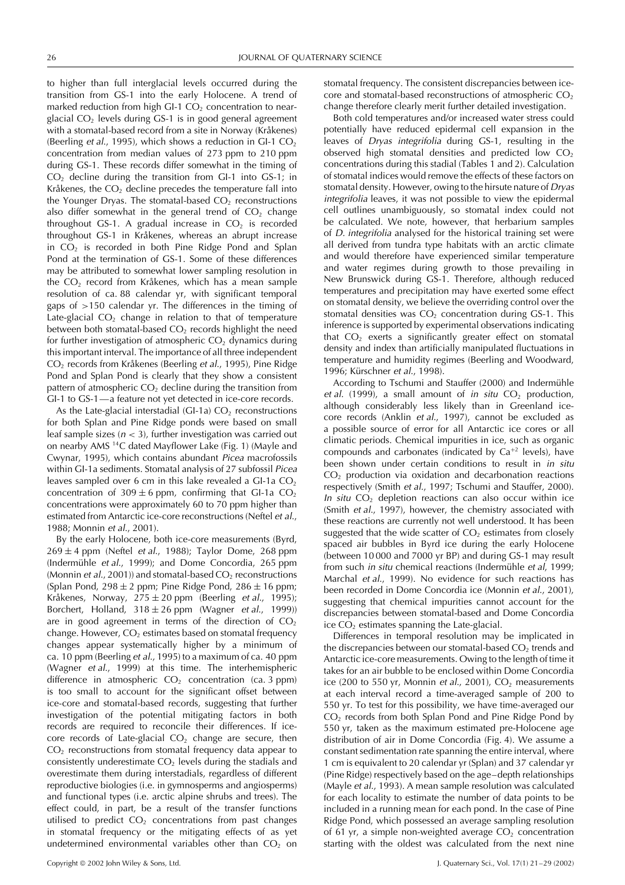to higher than full interglacial levels occurred during the transition from GS-1 into the early Holocene. A trend of marked reduction from high GI-1 $CO_2$ concentration to near-glacial $CO_2$ levels during GS-1 is in good general agreement with a stomatal-based record from a site in Norway (Kråkenes) (Beerling *et al.*, 1995), which shows a reduction in GI-1 $CO_2$ concentration from median values of 273 ppm to 210 ppm during GS-1. These records differ somewhat in the timing of $CO_2$ decline during the transition from GI-1 into GS-1; in Kråkenes, the $CO_2$ decline precedes the temperature fall into the Younger Dryas. The stomatal-based $CO_2$ reconstructions also differ somewhat in the general trend of $CO_2$ change throughout GS-1. A gradual increase in $CO_2$ is recorded throughout GS-1 in Kråkenes, whereas an abrupt increase in $CO_2$ is recorded in both Pine Ridge Pond and Splan Pond at the termination of GS-1. Some of these differences may be attributed to somewhat lower sampling resolution in the $CO_2$ record from Kråkenes, which has a mean sample resolution of ca. 88 calendar yr, with significant temporal gaps of >150 calendar yr. The differences in the timing of Late-glacial $CO_2$ change in relation to that of temperature between both stomatal-based $CO_2$ records highlight the need for further investigation of atmospheric $CO_2$ dynamics during this important interval. The importance of all three independent $CO_2$ records from Kråkenes (Beerling *et al.*, 1995), Pine Ridge Pond and Splan Pond is clearly that they show a consistent pattern of atmospheric $CO_2$ decline during the transition from GI-1 to GS-1—a feature not yet detected in ice-core records.

As the Late-glacial interstadial (GI-1a) $CO_2$ reconstructions for both Splan and Pine Ridge ponds were based on small leaf sample sizes ($n < 3$), further investigation was carried out on nearby AMS $^{14}C$ dated Mayflower Lake (Fig. 1) (Mayle and Cwynar, 1995), which contains abundant *Picea* macrofossils within GI-1a sediments. Stomatal analysis of 27 subfossil *Picea* leaves sampled over 6 cm in this lake revealed a GI-1a $CO_2$ concentration of $309 \pm 6$ ppm, confirming that GI-1a $CO_2$ concentrations were approximately 60 to 70 ppm higher than estimated from Antarctic ice-core reconstructions (Neftel *et al.*, 1988; Monnin *et al.*, 2001).

By the early Holocene, both ice-core measurements (Byrd, $269 \pm 4$ ppm (Neftel *et al.*, 1988); Taylor Dome, 268 ppm (Indermühle *et al.*, 1999); and Dome Concordia, 265 ppm (Monnin *et al.*, 2001)) and stomatal-based $CO_2$ reconstructions (Splan Pond, $298 \pm 2$ ppm; Pine Ridge Pond, $286 \pm 16$ ppm; Kråkenes, Norway, $275 \pm 20$ ppm (Beerling *et al.*, 1995); Borchert, Holland, $318 \pm 26$ ppm (Wagner *et al.*, 1999)) are in good agreement in terms of the direction of $CO_2$ change. However, $CO_2$ estimates based on stomatal frequency changes appear systematically higher by a minimum of ca. 10 ppm (Beerling *et al.*, 1995) to a maximum of ca. 40 ppm (Wagner *et al.*, 1999) at this time. The interhemispheric difference in atmospheric $CO_2$ concentration (ca. 3 ppm) is too small to account for the significant offset between ice-core and stomatal-based records, suggesting that further investigation of the potential mitigating factors in both records are required to reconcile their differences. If ice-core records of Late-glacial $CO_2$ change are secure, then $CO_2$ reconstructions from stomatal frequency data appear to consistently underestimate $CO_2$ levels during the stadials and overestimate them during interstadials, regardless of different reproductive biologies (i.e. in gymnosperms and angiosperms) and functional types (i.e. arctic alpine shrubs and trees). The effect could, in part, be a result of the transfer functions utilised to predict $CO_2$ concentrations from past changes in stomatal frequency or the mitigating effects of as yet undetermined environmental variables other than $CO_2$ on stomatal frequency. The consistent discrepancies between ice-core and stomatal-based reconstructions of atmospheric $CO_2$ change therefore clearly merit further detailed investigation.

Both cold temperatures and/or increased water stress could potentially have reduced epidermal cell expansion in the leaves of *Dryas integrifolia* during GS-1, resulting in the observed high stomatal densities and predicted low $CO_2$ concentrations during this stadial (Tables 1 and 2). Calculation of stomatal indices would remove the effects of these factors on stomatal density. However, owing to the hirsute nature of *Dryas integrifolia* leaves, it was not possible to view the epidermal cell outlines unambiguously, so stomatal index could not be calculated. We note, however, that herbarium samples of *D. integrifolia* analysed for the historical training set were all derived from tundra type habitats with an arctic climate and would therefore have experienced similar temperature and water regimes during growth to those prevailing in New Brunswick during GS-1. Therefore, although reduced temperatures and precipitation may have exerted some effect on stomatal density, we believe the overriding control over the stomatal densities was $CO_2$ concentration during GS-1. This inference is supported by experimental observations indicating that $CO_2$ exerts a significantly greater effect on stomatal density and index than artificially manipulated fluctuations in temperature and humidity regimes (Beerling and Woodward, 1996; Kürschner *et al.*, 1998).

According to Tschumi and Stauffer (2000) and Indermühle *et al.* (1999), a small amount of *in situ* $CO_2$ production, although considerably less likely than in Greenland ice-core records (Anklin *et al.*, 1997), cannot be excluded as a possible source of error for all Antarctic ice cores or all climatic periods. Chemical impurities in ice, such as organic compounds and carbonates (indicated by $Ca^{+2}$ levels), have been shown under certain conditions to result in *in situ* $CO_2$ production via oxidation and decarbonation reactions respectively (Smith *et al.*, 1997; Tschumi and Stauffer, 2000). *In situ* $CO_2$ depletion reactions can also occur within ice (Smith *et al.*, 1997), however, the chemistry associated with these reactions are currently not well understood. It has been suggested that the wide scatter of $CO_2$ estimates from closely spaced air bubbles in Byrd ice during the early Holocene (between 10 000 and 7000 yr BP) and during GS-1 may result from such *in situ* chemical reactions (Indermühle *et al*, 1999; Marchal *et al.*, 1999). No evidence for such reactions has been recorded in Dome Concordia ice (Monnin *et al.*, 2001), suggesting that chemical impurities cannot account for the discrepancies between stomatal-based and Dome Concordia ice $CO_2$ estimates spanning the Late-glacial.

Differences in temporal resolution may be implicated in the discrepancies between our stomatal-based $CO_2$ trends and Antarctic ice-core measurements. Owing to the length of time it takes for an air bubble to be enclosed within Dome Concordia ice (200 to 550 yr, Monnin *et al.*, 2001), $CO_2$ measurements at each interval record a time-averaged sample of 200 to 550 yr. To test for this possibility, we have time-averaged our $CO_2$ records from both Splan Pond and Pine Ridge Pond by 550 yr, taken as the maximum estimated pre-Holocene age distribution of air in Dome Concordia (Fig. 4). We assume a constant sedimentation rate spanning the entire interval, where 1 cm is equivalent to 20 calendar yr (Splan) and 37 calendar yr (Pine Ridge) respectively based on the age–depth relationships (Mayle *et al.*, 1993). A mean sample resolution was calculated for each locality to estimate the number of data points to be included in a running mean for each pond. In the case of Pine Ridge Pond, which possessed an average sampling resolution of 61 yr, a simple non-weighted average $CO_2$ concentration starting with the oldest was calculated from the next nine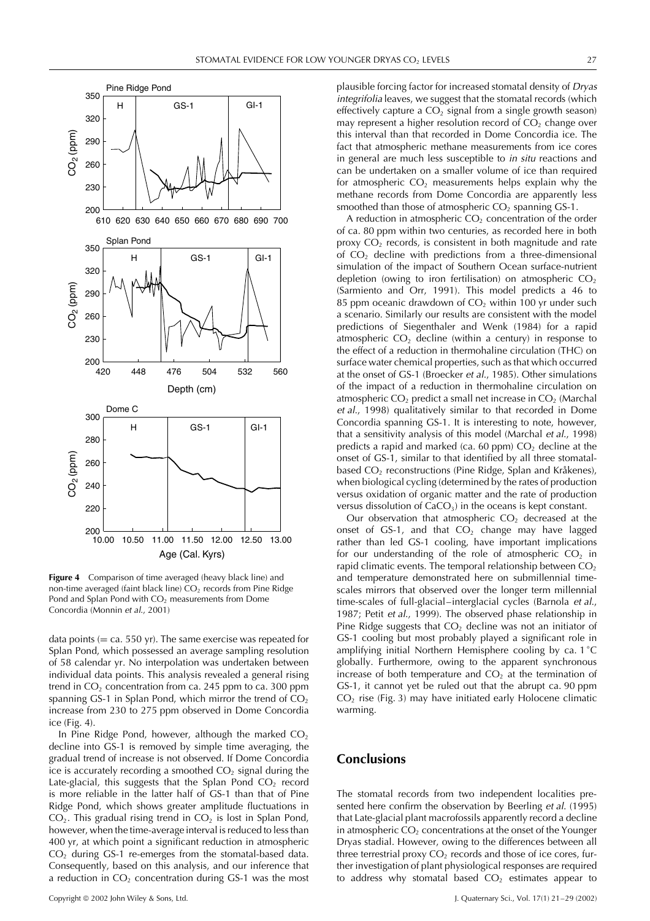**Figure 4** Comparison of time averaged (heavy black line) and non-time averaged (faint black line) $CO_2$ records from Pine Ridge Pond and Splan Pond with $CO_2$ measurements from Dome Concordia (Monnin *et al.*, 2001)

data points (= ca. 550 yr). The same exercise was repeated for Splan Pond, which possessed an average sampling resolution of 58 calendar yr. No interpolation was undertaken between individual data points. This analysis revealed a general rising trend in $CO_2$ concentration from ca. 245 ppm to ca. 300 ppm spanning GS-1 in Splan Pond, which mirror the trend of $CO_2$ increase from 230 to 275 ppm observed in Dome Concordia ice (Fig. 4).

In Pine Ridge Pond, however, although the marked $CO_2$ decline into GS-1 is removed by simple time averaging, the gradual trend of increase is not observed. If Dome Concordia ice is accurately recording a smoothed $CO_2$ signal during the Late-glacial, this suggests that the Splan Pond $CO_2$ record is more reliable in the latter half of GS-1 than that of Pine Ridge Pond, which shows greater amplitude fluctuations in $CO_2$. This gradual rising trend in $CO_2$ is lost in Splan Pond, however, when the time-average interval is reduced to less than 400 yr, at which point a significant reduction in atmospheric $CO_2$ during GS-1 re-emerges from the stomatal-based data. Consequently, based on this analysis, and our inference that a reduction in $CO_2$ concentration during GS-1 was the most plausible forcing factor for increased stomatal density of *Dryas integrifolia* leaves, we suggest that the stomatal records (which effectively capture a $CO_2$ signal from a single growth season) may represent a higher resolution record of $CO_2$ change over this interval than that recorded in Dome Concordia ice. The fact that atmospheric methane measurements from ice cores in general are much less susceptible to *in situ* reactions and can be undertaken on a smaller volume of ice than required for atmospheric $CO_2$ measurements helps explain why the methane records from Dome Concordia are apparently less smoothed than those of atmospheric $CO_2$ spanning GS-1.

A reduction in atmospheric $CO_2$ concentration of the order of ca. 80 ppm within two centuries, as recorded here in both proxy $CO_2$ records, is consistent in both magnitude and rate of $CO_2$ decline with predictions from a three-dimensional simulation of the impact of Southern Ocean surface-nutrient depletion (owing to iron fertilisation) on atmospheric $CO_2$ (Sarmiento and Orr, 1991). This model predicts a 46 to 85 ppm oceanic drawdown of $CO_2$ within 100 yr under such a scenario. Similarly our results are consistent with the model predictions of Siegenthaler and Wenk (1984) for a rapid atmospheric $CO_2$ decline (within a century) in response to the effect of a reduction in thermohaline circulation (THC) on surface water chemical properties, such as that which occurred at the onset of GS-1 (Broecker *et al.*, 1985). Other simulations of the impact of a reduction in thermohaline circulation on atmospheric $CO_2$ predict a small net increase in $CO_2$ (Marchal *et al.*, 1998) qualitatively similar to that recorded in Dome Concordia spanning GS-1. It is interesting to note, however, that a sensitivity analysis of this model (Marchal *et al.*, 1998) predicts a rapid and marked (ca. 60 ppm) $CO_2$ decline at the onset of GS-1, similar to that identified by all three stomatal-based $CO_2$ reconstructions (Pine Ridge, Splan and Kråkenes), when biological cycling (determined by the rates of production versus oxidation of organic matter and the rate of production versus dissolution of $CaCO_3$) in the oceans is kept constant.

Our observation that atmospheric $CO_2$ decreased at the onset of GS-1, and that $CO_2$ change may have lagged rather than led GS-1 cooling, have important implications for our understanding of the role of atmospheric $CO_2$ in rapid climatic events. The temporal relationship between $CO_2$ and temperature demonstrated here on submillennial time-scales mirrors that observed over the longer term millennial time-scales of full-glacial–interglacial cycles (Barnola *et al.*, 1987; Petit *et al.*, 1999). The observed phase relationship in Pine Ridge suggests that $CO_2$ decline was not an initiator of GS-1 cooling but most probably played a significant role in amplifying initial Northern Hemisphere cooling by ca. 1 °C globally. Furthermore, owing to the apparent synchronous increase of both temperature and $CO_2$ at the termination of GS-1, it cannot yet be ruled out that the abrupt ca. 90 ppm $CO_2$ rise (Fig. 3) may have initiated early Holocene climatic warming.

## Conclusions

The stomatal records from two independent localities presented here confirm the observation by Beerling *et al.* (1995) that Late-glacial plant macrofossils apparently record a decline in atmospheric $CO_2$ concentrations at the onset of the Younger Dryas stadial. However, owing to the differences between all three terrestrial proxy $CO_2$ records and those of ice cores, further investigation of plant physiological responses are required to address why stomatal based $CO_2$ estimates appear to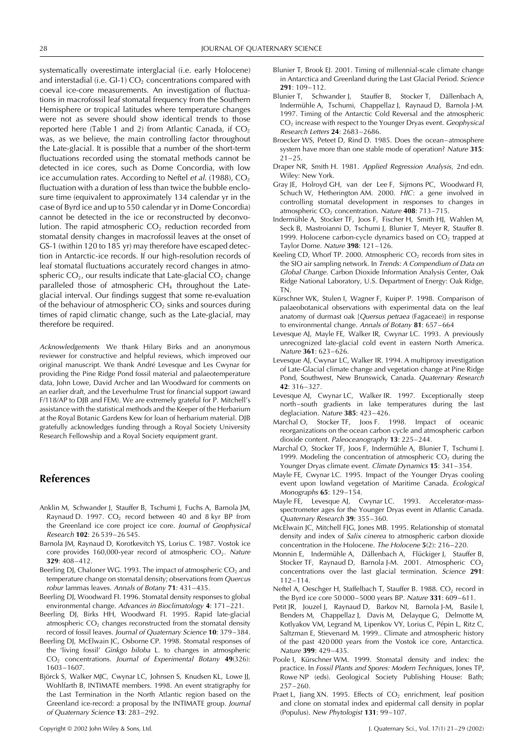systematically overestimate interglacial (i.e. early Holocene) and interstadial (i.e. GI-1) $CO_2$ concentrations compared with coeval ice-core measurements. An investigation of fluctuations in macrofossil leaf stomatal frequency from the Southern Hemisphere or tropical latitudes where temperature changes were not as severe should show identical trends to those reported here (Table 1 and 2) from Atlantic Canada, if $CO_2$ was, as we believe, the main controlling factor throughout the Late-glacial. It is possible that a number of the short-term fluctuations recorded using the stomatal methods cannot be detected in ice cores, such as Dome Concordia, with low ice accumulation rates. According to Neftel *et al.* (1988), $CO_2$ fluctuation with a duration of less than twice the bubble enclosure time (equivalent to approximately 134 calendar yr in the case of Byrd ice and up to 550 calendar yr in Dome Concordia) cannot be detected in the ice or reconstructed by deconvolution. The rapid atmospheric $CO_2$ reduction recorded from stomatal density changes in macrofossil leaves at the onset of GS-1 (within 120 to 185 yr) may therefore have escaped detection in Antarctic-ice records. If our high-resolution records of leaf stomatal fluctuations accurately record changes in atmospheric $CO_2$, our results indicate that Late-glacial $CO_2$ change paralleled those of atmospheric $CH_4$ throughout the Late-glacial interval. Our findings suggest that some re-evaluation of the behaviour of atmospheric $CO_2$ sinks and sources during times of rapid climatic change, such as the Late-glacial, may therefore be required.

*Acknowledgements* We thank Hilary Birks and an anonymous reviewer for constructive and helpful reviews, which improved our original manuscript. We thank André Levesque and Les Cwynar for providing the Pine Ridge Pond fossil material and palaeotemperature data, John Lowe, David Archer and Ian Woodward for comments on an earlier draft, and the Leverhulme Trust for financial support (award F/118/AP to DJB and FEM). We are extremely grateful for P. Mitchell's assistance with the statistical methods and the Keeper of the Herbarium at the Royal Botanic Gardens Kew for loan of herbarium material. DJB gratefully acknowledges funding through a Royal Society University Research Fellowship and a Royal Society equipment grant.

## References

Anklin M, Schwander J, Stauffer B, Tschumi J, Fuchs A, Barnola JM, Raynaud D. 1997. $CO_2$ record between 40 and 8 kyr BP from the Greenland ice core project ice core. *Journal of Geophysical Research* **102**: 26 539–26 545.

Barnola JM, Raynaud D, Korotkevitch YS, Lorius C. 1987. Vostok ice core provides 160,000-year record of atmospheric $CO_2$. *Nature* **329**: 408–412.

Beerling DJ, Chaloner WG. 1993. The impact of atmospheric $CO_2$ and temperature change on stomatal density; observations from *Quercus robur* lammas leaves. *Annals of Botany* **71**: 431–435.

Beerling DJ, Woodward FI. 1996. Stomatal density responses to global environmental change. *Advances in Bioclimatology* **4**: 171–221.

Beerling DJ, Birks HH, Woodward FI. 1995. Rapid late-glacial atmospheric $CO_2$ changes reconstructed from the stomatal density record of fossil leaves. *Journal of Quaternary Science* **10**: 379–384.

Beerling DJ, McElwain JC, Osborne CP. 1998. Stomatal responses of the 'living fossil' *Ginkgo biloba* L. to changes in atmospheric $CO_2$ concentrations. *Journal of Experimental Botany* **49**(326): 1603–1607.

Björck S, Walker MJC, Cwynar LC, Johnsen S, Knudsen KL, Lowe JJ, Wohlfarth B, INTIMATE members. 1998. An event stratigraphy for the Last Termination in the North Atlantic region based on the Greenland ice-record: a proposal by the INTIMATE group. *Journal of Quaternary Science* **13**: 283–292.

Blunier T, Brook EJ. 2001. Timing of millennial-scale climate change in Antarctica and Greenland during the Last Glacial Period. *Science* **291**: 109–112.

Blunier T, Schwander J, Stauffer B, Stocker T, Dällenbach A, Indermühle A, Tschumi, Chappellaz J, Raynaud D, Barnola J-M. 1997. Timing of the Antarctic Cold Reversal and the atmospheric $CO_2$ increase with respect to the Younger Dryas event. *Geophysical Research Letters* **24**: 2683–2686.

Broecker WS, Peteet D, Rind D. 1985. Does the ocean–atmosphere system have more than one stable mode of operation? *Nature* **315**: 21–25.

Draper NR, Smith H. 1981. *Applied Regression Analysis*, 2nd edn. Wiley: New York.

Gray JE, Holroyd GH, van der Lee F, Sijmons PC, Woodward FI, Schuch W, Hetherington AM. 2000. *HIC*: a gene involved in controlling stomatal development in responses to changes in atmospheric $CO_2$ concentration. *Nature* **408**: 713–715.

Indermühle A, Stocker TF, Joos F, Fischer H, Smith HJ, Wahlen M, Seck B, Mastroianni D, Tschumi J, Blunier T, Meyer R, Stauffer B. 1999. Holocene carbon-cycle dynamics based on $CO_2$ trapped at Taylor Dome. *Nature* **398**: 121–126.

Keeling CD, Whorf TP. 2000. Atmospheric $CO_2$ records from sites in the SIO air sampling network. In *Trends: A Compendium of Data on Global Change*. Carbon Dioxide Information Analysis Center, Oak Ridge National Laboratory, U.S. Department of Energy: Oak Ridge, TN.

Kürschner WK, Stulen I, Wagner F, Kuiper P. 1998. Comparison of palaeobotanical observations with experimental data on the leaf anatomy of durmast oak [*Quersus petraea* (Fagaceae)] in response to environmental change. *Annals of Botany* **81**: 657–664

Levesque AJ, Mayle FE, Walker IR, Cwynar LC. 1993. A previously unrecognized late-glacial cold event in eastern North America. *Nature* **361**: 623–626.

Levesque AJ, Cwynar LC, Walker IR. 1994. A multiproxy investigation of Late-Glacial climate change and vegetation change at Pine Ridge Pond, Southwest, New Brunswick, Canada. *Quaternary Research* **42**: 316–327.

Levesque AJ, Cwynar LC, Walker IR. 1997. Exceptionally steep north–south gradients in lake temperatures during the last deglaciation. *Nature* **385**: 423–426.

Marchal O, Stocker TF, Joos F. 1998. Impact of oceanic reorganizations on the ocean carbon cycle and atmospheric carbon dioxide content. *Paleoceanography* **13**: 225–244.

Marchal O, Stocker TF, Joos F, Indermühle A, Blunier T, Tschumi J. 1999. Modeling the concentration of atmospheric $CO_2$ during the Younger Dryas climate event. *Climate Dynamics* **15**: 341–354.

Mayle FE, Cwynar LC. 1995. Impact of the Younger Dryas cooling event upon lowland vegetation of Maritime Canada. *Ecological Monographs* **65**: 129–154.

Mayle FE, Levesque AJ, Cwynar LC. 1993. Accelerator-mass-spectrometer ages for the Younger Dryas event in Atlantic Canada. *Quaternary Research* **39**: 355–360.

McElwain JC, Mitchell FJG, Jones MB. 1995. Relationship of stomatal density and index of *Salix cinerea* to atmospheric carbon dioxide concentration in the Holocene. *The Holocene* **5**(2): 216–220.

Monnin E, Indermühle A, Dällenbach A, Flückiger J, Stauffer B, Stocker TF, Raynaud D, Barnola J-M. 2001. Atmospheric $CO_2$ concentrations over the last glacial termination. *Science* **291**: 112–114.

Neftel A, Oeschger H, Staffelbach T, Stauffer B. 1988. $CO_2$ record in the Byrd ice core 50 000–5000 years BP. *Nature* **331**: 609–611.

Petit JR, Jouzel J, Raynaud D, Barkov NI, Barnola J-M, Basile I, Benders M, Chappellaz J, Davis M, Delayque G, Delmotte M, Kotlyakov VM, Legrand M, Lipenkov VY, Lorius C, Pépin L, Ritz C, Saltzman E, Stievenard M. 1999.. Climate and atmospheric history of the past 420 000 years from the Vostok ice core, Antarctica. *Nature* **399**: 429–435.

Poole I, Kürschner WM. 1999. Stomatal density and index: the practice. In *Fossil Plants and Spores: Modern Techniques*, Jones TP, Rowe NP (eds). Geological Society Publishing House: Bath; 257–260.

Praet L, Jiang XN. 1995. Effects of $CO_2$ enrichment, leaf position and clone on stomatal index and epidermal call density in poplar (Populus). *New Phytologist* **131**: 99–107.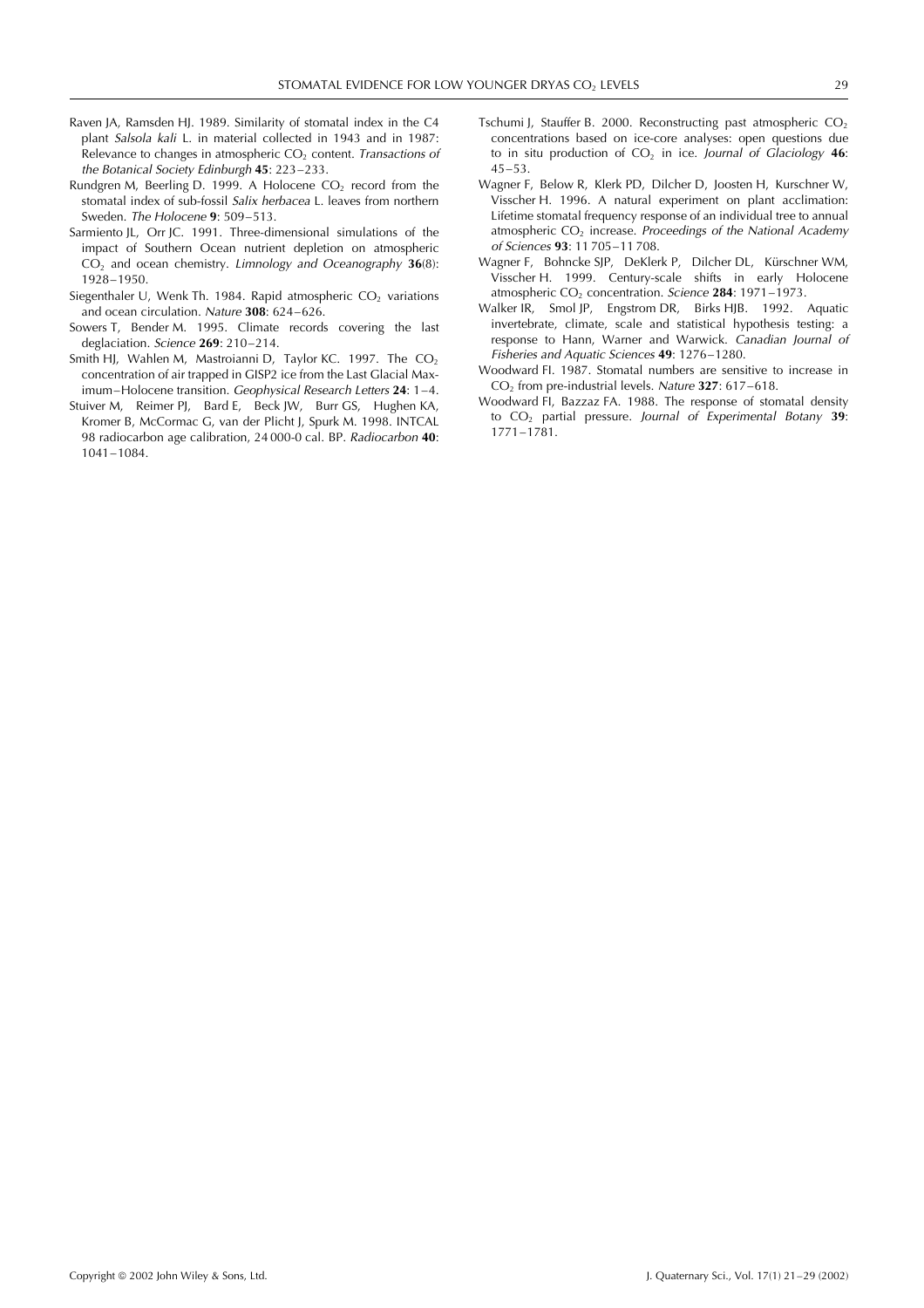Raven JA, Ramsden HJ. 1989. Similarity of stomatal index in the C4 plant *Salsola kali* L. in material collected in 1943 and in 1987: Relevance to changes in atmospheric $CO_2$ content. *Transactions of the Botanical Society Edinburgh* **45**: 223–233.

Rundgren M, Beerling D. 1999. A Holocene $CO_2$ record from the stomatal index of sub-fossil *Salix herbacea* L. leaves from northern Sweden. *The Holocene* **9**: 509–513.

Sarmiento JL, Orr JC. 1991. Three-dimensional simulations of the impact of Southern Ocean nutrient depletion on atmospheric $CO_2$ and ocean chemistry. *Limnology and Oceanography* **36**(8): 1928–1950.

Siegenthaler U, Wenk Th. 1984. Rapid atmospheric $CO_2$ variations and ocean circulation. *Nature* **308**: 624–626.

Sowers T, Bender M. 1995. Climate records covering the last deglaciation. *Science* **269**: 210–214.

Smith HJ, Wahlen M, Mastroianni D, Taylor KC. 1997. The $CO_2$ concentration of air trapped in GISP2 ice from the Last Glacial Maximum–Holocene transition. *Geophysical Research Letters* **24**: 1–4.

Stuiver M, Reimer PJ, Bard E, Beck JW, Burr GS, Hughen KA, Kromer B, McCormac G, van der Plicht J, Spurk M. 1998. INTCAL 98 radiocarbon age calibration, 24 000-0 cal. BP. *Radiocarbon* **40**: 1041–1084.

Tschumi J, Stauffer B. 2000. Reconstructing past atmospheric $CO_2$ concentrations based on ice-core analyses: open questions due to in situ production of $CO_2$ in ice. *Journal of Glaciology* **46**: 45–53.

Wagner F, Below R, Klerk PD, Dilcher D, Joosten H, Kurschner W, Visscher H. 1996. A natural experiment on plant acclimation: Lifetime stomatal frequency response of an individual tree to annual atmospheric $CO_2$ increase. *Proceedings of the National Academy of Sciences* **93**: 11 705–11 708.

Wagner F, Bohncke SJP, DeKlerk P, Dilcher DL, Kürschner WM, Visscher H. 1999. Century-scale shifts in early Holocene atmospheric $CO_2$ concentration. *Science* **284**: 1971–1973.

Walker IR, Smol JP, Engstrom DR, Birks HJB. 1992. Aquatic invertebrate, climate, scale and statistical hypothesis testing: a response to Hann, Warner and Warwick. *Canadian Journal of Fisheries and Aquatic Sciences* **49**: 1276–1280.

Woodward FI. 1987. Stomatal numbers are sensitive to increase in $CO_2$ from pre-industrial levels. *Nature* **327**: 617–618.

Woodward FI, Bazzaz FA. 1988. The response of stomatal density to $CO_2$ partial pressure. *Journal of Experimental Botany* **39**: 1771–1781.